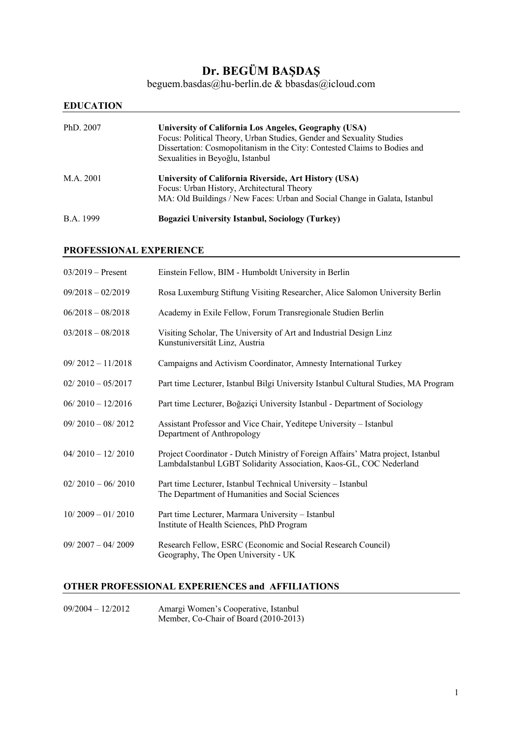# Dr. BEGÜM BAŞDAŞ

beguem.basdas@hu-berlin.de & bbasdas@icloud.com

## EDUCATION

| | |
|---|---|
| PhD. 2007 | **University of California Los Angeles, Geography (USA)**<br>Focus: Political Theory, Urban Studies, Gender and Sexuality Studies<br>Dissertation: Cosmopolitanism in the City: Contested Claims to Bodies and Sexualities in Beyoğlu, Istanbul |
| M.A. 2001 | **University of California Riverside, Art History (USA)**<br>Focus: Urban History, Architectural Theory<br>MA: Old Buildings / New Faces: Urban and Social Change in Galata, Istanbul |
| B.A. 1999 | **Bogazici University Istanbul, Sociology (Turkey)** |

## PROFESSIONAL EXPERIENCE

| | |
|---|---|
| 03/2019 – Present | Einstein Fellow, BIM - Humboldt University in Berlin |
| 09/2018 – 02/2019 | Rosa Luxemburg Stiftung Visiting Researcher, Alice Salomon University Berlin |
| 06/2018 – 08/2018 | Academy in Exile Fellow, Forum Transregionale Studien Berlin |
| 03/2018 – 08/2018 | Visiting Scholar, The University of Art and Industrial Design Linz<br>Kunstuniversität Linz, Austria |
| 09/ 2012 – 11/2018 | Campaigns and Activism Coordinator, Amnesty International Turkey |
| 02/ 2010 – 05/2017 | Part time Lecturer, Istanbul Bilgi University Istanbul Cultural Studies, MA Program |
| 06/ 2010 – 12/2016 | Part time Lecturer, Boğaziçi University Istanbul - Department of Sociology |
| 09/ 2010 – 08/ 2012 | Assistant Professor and Vice Chair, Yeditepe University – Istanbul<br>Department of Anthropology |
| 04/ 2010 – 12/ 2010 | Project Coordinator - Dutch Ministry of Foreign Affairs' Matra project, Istanbul<br>LambdaIstanbul LGBT Solidarity Association, Kaos-GL, COC Nederland |
| 02/ 2010 – 06/ 2010 | Part time Lecturer, Istanbul Technical University – Istanbul<br>The Department of Humanities and Social Sciences |
| 10/ 2009 – 01/ 2010 | Part time Lecturer, Marmara University – Istanbul<br>Institute of Health Sciences, PhD Program |
| 09/ 2007 – 04/ 2009 | Research Fellow, ESRC (Economic and Social Research Council)<br>Geography, The Open University - UK |

## OTHER PROFESSIONAL EXPERIENCES and AFFILIATIONS

| | |
|---|---|
| 09/2004 – 12/2012 | Amargi Women's Cooperative, Istanbul<br>Member, Co-Chair of Board (2010-2013) |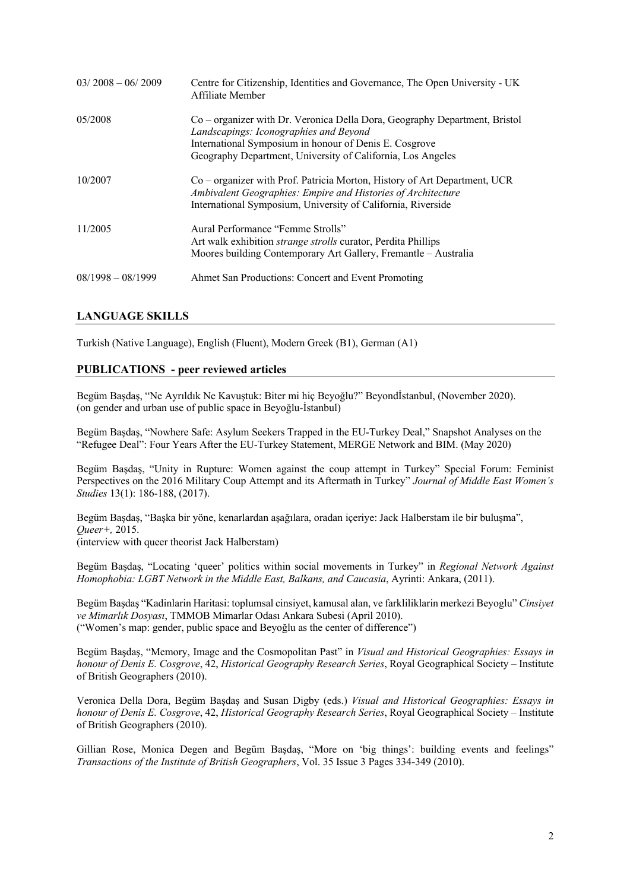| | |
|---|---|
| 03/ 2008 – 06/ 2009 | Centre for Citizenship, Identities and Governance, The Open University - UK<br>Affiliate Member |
| 05/2008 | Co – organizer with Dr. Veronica Della Dora, Geography Department, Bristol<br>*Landscapings: Iconographies and Beyond*<br>International Symposium in honour of Denis E. Cosgrove<br>Geography Department, University of California, Los Angeles |
| 10/2007 | Co – organizer with Prof. Patricia Morton, History of Art Department, UCR<br>*Ambivalent Geographies: Empire and Histories of Architecture*<br>International Symposium, University of California, Riverside |
| 11/2005 | Aural Performance "Femme Strolls"<br>Art walk exhibition *strange strolls* curator, Perdita Phillips<br>Moores building Contemporary Art Gallery, Fremantle – Australia |
| 08/1998 – 08/1999 | Ahmet San Productions: Concert and Event Promoting |

## LANGUAGE SKILLS

Turkish (Native Language), English (Fluent), Modern Greek (B1), German (A1)

## PUBLICATIONS - peer reviewed articles

Begüm Başdaş, "Ne Ayrıldık Ne Kavuştuk: Biter mi hiç Beyoğlu?" Beyondİstanbul, (November 2020). (on gender and urban use of public space in Beyoğlu-İstanbul)

Begüm Başdaş, "Nowhere Safe: Asylum Seekers Trapped in the EU-Turkey Deal," Snapshot Analyses on the "Refugee Deal": Four Years After the EU-Turkey Statement, MERGE Network and BIM. (May 2020)

Begüm Başdaş, "Unity in Rupture: Women against the coup attempt in Turkey" Special Forum: Feminist Perspectives on the 2016 Military Coup Attempt and its Aftermath in Turkey" *Journal of Middle East Women's Studies* 13(1): 186-188, (2017).

Begüm Başdaş, "Başka bir yöne, kenarlardan aşağılara, oradan içeriye: Jack Halberstam ile bir buluşma", *Queer+,* 2015.
(interview with queer theorist Jack Halberstam)

Begüm Başdaş, "Locating 'queer' politics within social movements in Turkey" in *Regional Network Against Homophobia: LGBT Network in the Middle East, Balkans, and Caucasia*, Ayrinti: Ankara, (2011).

Begüm Başdaş "Kadinlarin Haritasi: toplumsal cinsiyet, kamusal alan, ve farkliliklarin merkezi Beyoglu" *Cinsiyet ve Mimarlık Dosyası*, TMMOB Mimarlar Odası Ankara Subesi (April 2010).
("Women's map: gender, public space and Beyoğlu as the center of difference")

Begüm Başdaş, "Memory, Image and the Cosmopolitan Past" in *Visual and Historical Geographies: Essays in honour of Denis E. Cosgrove*, 42, *Historical Geography Research Series*, Royal Geographical Society – Institute of British Geographers (2010).

Veronica Della Dora, Begüm Başdaş and Susan Digby (eds.) *Visual and Historical Geographies: Essays in honour of Denis E. Cosgrove*, 42, *Historical Geography Research Series*, Royal Geographical Society – Institute of British Geographers (2010).

Gillian Rose, Monica Degen and Begüm Başdaş, "More on 'big things': building events and feelings" *Transactions of the Institute of British Geographers*, Vol. 35 Issue 3 Pages 334-349 (2010).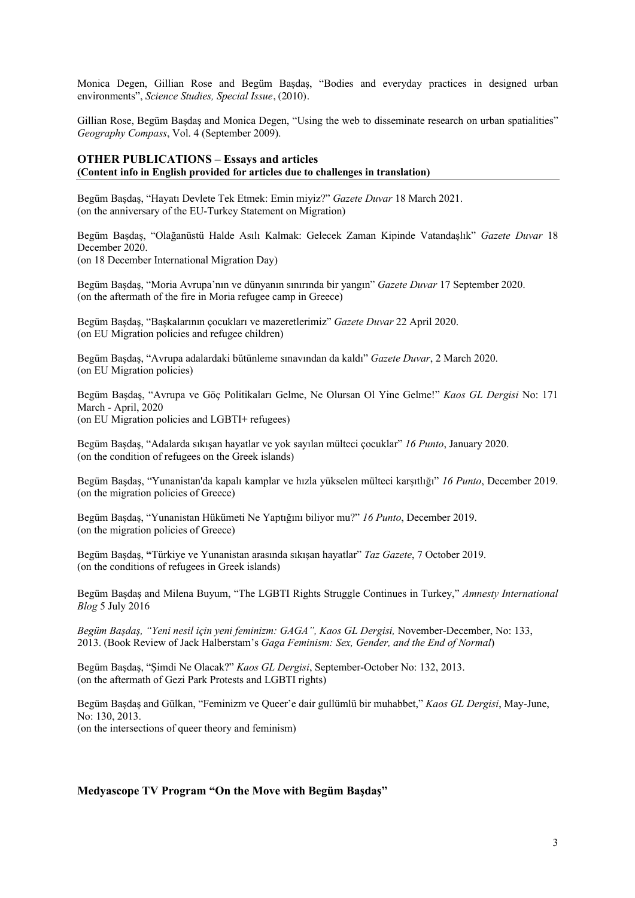Monica Degen, Gillian Rose and Begüm Başdaş, "Bodies and everyday practices in designed urban environments", *Science Studies, Special Issue*, (2010).

Gillian Rose, Begüm Başdaş and Monica Degen, "Using the web to disseminate research on urban spatialities" *Geography Compass*, Vol. 4 (September 2009).

## OTHER PUBLICATIONS – Essays and articles
**(Content info in English provided for articles due to challenges in translation)**

Begüm Başdaş, "Hayatı Devlete Tek Etmek: Emin miyiz?" *Gazete Duvar* 18 March 2021.
(on the anniversary of the EU-Turkey Statement on Migration)

Begüm Başdaş, "Olağanüstü Halde Asılı Kalmak: Gelecek Zaman Kipinde Vatandaşlık" *Gazete Duvar* 18 December 2020.
(on 18 December International Migration Day)

Begüm Başdaş, "Moria Avrupa'nın ve dünyanın sınırında bir yangın" *Gazete Duvar* 17 September 2020.
(on the aftermath of the fire in Moria refugee camp in Greece)

Begüm Başdaş, "Başkalarının çocukları ve mazeretlerimiz" *Gazete Duvar* 22 April 2020.
(on EU Migration policies and refugee children)

Begüm Başdaş, "Avrupa adalardaki bütünleme sınavından da kaldı" *Gazete Duvar*, 2 March 2020.
(on EU Migration policies)

Begüm Başdaş, "Avrupa ve Göç Politikaları Gelme, Ne Olursan Ol Yine Gelme!" *Kaos GL Dergisi* No: 171 March - April, 2020
(on EU Migration policies and LGBTI+ refugees)

Begüm Başdaş, "Adalarda sıkışan hayatlar ve yok sayılan mülteci çocuklar" *16 Punto*, January 2020.
(on the condition of refugees on the Greek islands)

Begüm Başdaş, "Yunanistan'da kapalı kamplar ve hızla yükselen mülteci karşıtlığı" *16 Punto*, December 2019.
(on the migration policies of Greece)

Begüm Başdaş, "Yunanistan Hükümeti Ne Yaptığını biliyor mu?" *16 Punto*, December 2019.
(on the migration policies of Greece)

Begüm Başdaş, **"**Türkiye ve Yunanistan arasında sıkışan hayatlar" *Taz Gazete*, 7 October 2019.
(on the conditions of refugees in Greek islands)

Begüm Başdaş and Milena Buyum, "The LGBTI Rights Struggle Continues in Turkey," *Amnesty International Blog* 5 July 2016

*Begüm Başdaş, "Yeni nesil için yeni feminizm: GAGA", Kaos GL Dergisi,* November-December, No: 133, 2013. (Book Review of Jack Halberstam's *Gaga Feminism: Sex, Gender, and the End of Normal*)

Begüm Başdaş, "Şimdi Ne Olacak?" *Kaos GL Dergisi*, September-October No: 132, 2013.
(on the aftermath of Gezi Park Protests and LGBTI rights)

Begüm Başdaş and Gülkan, "Feminizm ve Queer'e dair gullümlü bir muhabbet," *Kaos GL Dergisi*, May-June, No: 130, 2013.
(on the intersections of queer theory and feminism)

## Medyascope TV Program "On the Move with Begüm Başdaş"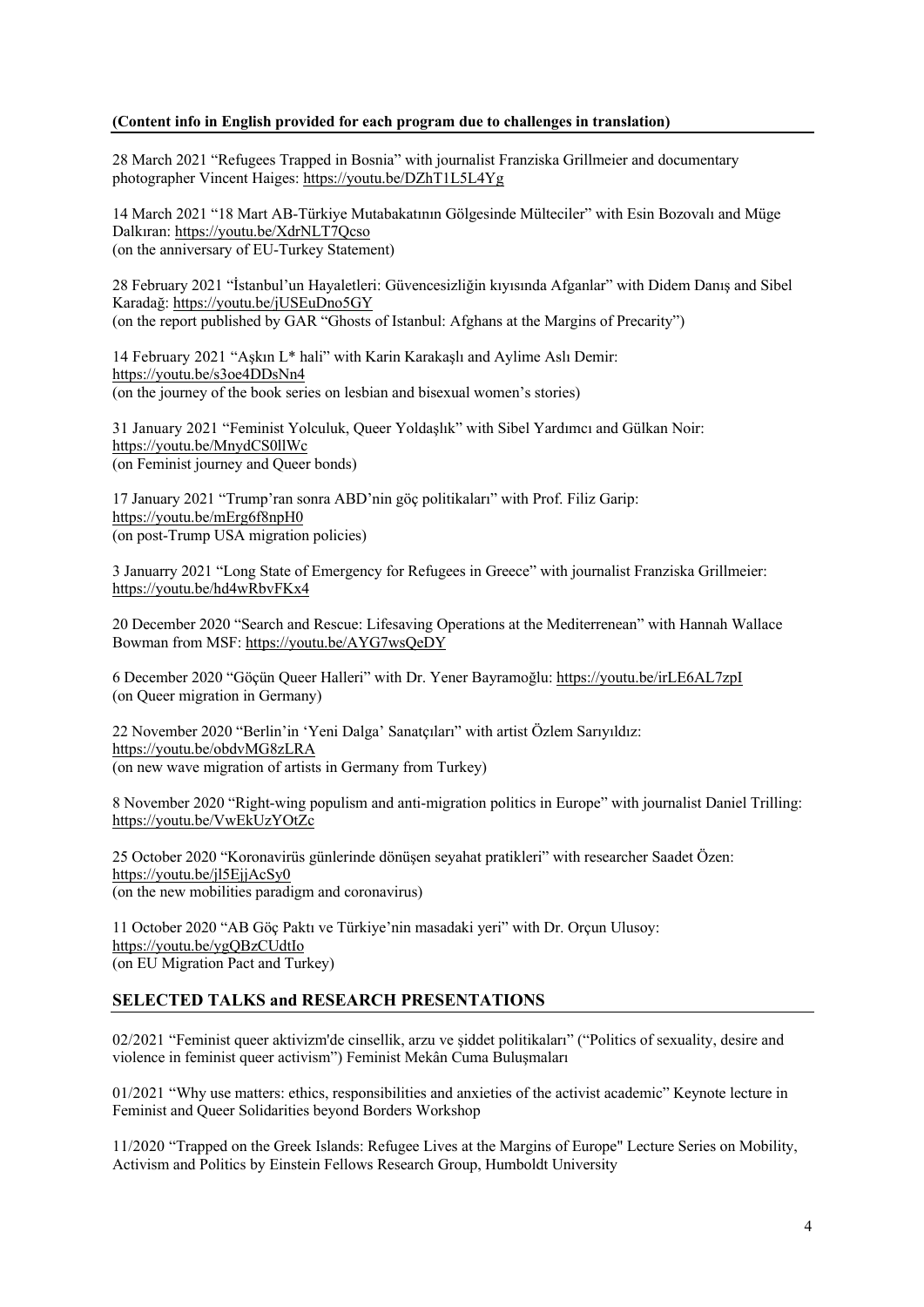**(Content info in English provided for each program due to challenges in translation)**

28 March 2021 "Refugees Trapped in Bosnia" with journalist Franziska Grillmeier and documentary photographer Vincent Haiges: https://youtu.be/DZhT1L5L4Yg

14 March 2021 "18 Mart AB-Türkiye Mutabakatının Gölgesinde Mülteciler" with Esin Bozovalı and Müge Dalkıran: https://youtu.be/XdrNLT7Qcso
(on the anniversary of EU-Turkey Statement)

28 February 2021 "İstanbul'un Hayaletleri: Güvencesizliğin kıyısında Afganlar" with Didem Danış and Sibel Karadağ: https://youtu.be/jUSEuDno5GY
(on the report published by GAR "Ghosts of Istanbul: Afghans at the Margins of Precarity")

14 February 2021 "Aşkın L* hali" with Karin Karakaşlı and Aylime Aslı Demir: https://youtu.be/s3oe4DDsNn4
(on the journey of the book series on lesbian and bisexual women's stories)

31 January 2021 "Feminist Yolculuk, Queer Yoldaşlık" with Sibel Yardımcı and Gülkan Noir: https://youtu.be/MnydCS0llWc
(on Feminist journey and Queer bonds)

17 January 2021 "Trump'ran sonra ABD'nin göç politikaları" with Prof. Filiz Garip: https://youtu.be/mErg6f8npH0
(on post-Trump USA migration policies)

3 Januarry 2021 "Long State of Emergency for Refugees in Greece" with journalist Franziska Grillmeier: https://youtu.be/hd4wRbvFKx4

20 December 2020 "Search and Rescue: Lifesaving Operations at the Mediterrenean" with Hannah Wallace Bowman from MSF: https://youtu.be/AYG7wsQeDY

6 December 2020 "Göçün Queer Halleri" with Dr. Yener Bayramoğlu: https://youtu.be/irLE6AL7zpI
(on Queer migration in Germany)

22 November 2020 "Berlin'in 'Yeni Dalga' Sanatçıları" with artist Özlem Sarıyıldız: https://youtu.be/obdvMG8zLRA
(on new wave migration of artists in Germany from Turkey)

8 November 2020 "Right-wing populism and anti-migration politics in Europe" with journalist Daniel Trilling: https://youtu.be/VwEkUzYOtZc

25 October 2020 "Koronavirüs günlerinde dönüşen seyahat pratikleri" with researcher Saadet Özen: https://youtu.be/jl5EjjAcSy0
(on the new mobilities paradigm and coronavirus)

11 October 2020 "AB Göç Paktı ve Türkiye'nin masadaki yeri" with Dr. Orçun Ulusoy: https://youtu.be/ygQBzCUdtIo
(on EU Migration Pact and Turkey)

## SELECTED TALKS and RESEARCH PRESENTATIONS

02/2021 "Feminist queer aktivizm'de cinsellik, arzu ve şiddet politikaları" ("Politics of sexuality, desire and violence in feminist queer activism") Feminist Mekân Cuma Buluşmaları

01/2021 "Why use matters: ethics, responsibilities and anxieties of the activist academic" Keynote lecture in Feminist and Queer Solidarities beyond Borders Workshop

11/2020 "Trapped on the Greek Islands: Refugee Lives at the Margins of Europe" Lecture Series on Mobility, Activism and Politics by Einstein Fellows Research Group, Humboldt University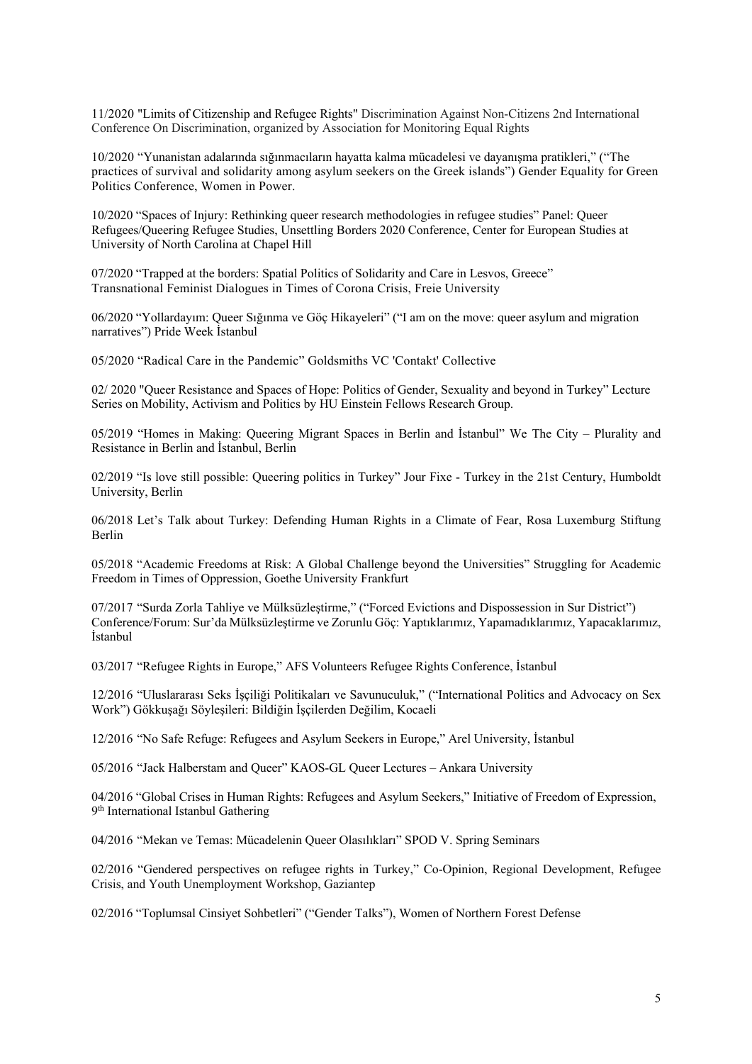11/2020 "Limits of Citizenship and Refugee Rights" Discrimination Against Non-Citizens 2nd International Conference On Discrimination, organized by Association for Monitoring Equal Rights

10/2020 "Yunanistan adalarında sığınmacıların hayatta kalma mücadelesi ve dayanışma pratikleri," ("The practices of survival and solidarity among asylum seekers on the Greek islands") Gender Equality for Green Politics Conference, Women in Power.

10/2020 "Spaces of Injury: Rethinking queer research methodologies in refugee studies" Panel: Queer Refugees/Queering Refugee Studies, Unsettling Borders 2020 Conference, Center for European Studies at University of North Carolina at Chapel Hill

07/2020 "Trapped at the borders: Spatial Politics of Solidarity and Care in Lesvos, Greece" Transnational Feminist Dialogues in Times of Corona Crisis, Freie University

06/2020 "Yollardayım: Queer Sığınma ve Göç Hikayeleri" ("I am on the move: queer asylum and migration narratives") Pride Week İstanbul

05/2020 "Radical Care in the Pandemic" Goldsmiths VC 'Contakt' Collective

02/ 2020 "Queer Resistance and Spaces of Hope: Politics of Gender, Sexuality and beyond in Turkey" Lecture Series on Mobility, Activism and Politics by HU Einstein Fellows Research Group.

05/2019 "Homes in Making: Queering Migrant Spaces in Berlin and İstanbul" We The City – Plurality and Resistance in Berlin and İstanbul, Berlin

02/2019 "Is love still possible: Queering politics in Turkey" Jour Fixe - Turkey in the 21st Century, Humboldt University, Berlin

06/2018 Let's Talk about Turkey: Defending Human Rights in a Climate of Fear, Rosa Luxemburg Stiftung Berlin

05/2018 "Academic Freedoms at Risk: A Global Challenge beyond the Universities" Struggling for Academic Freedom in Times of Oppression, Goethe University Frankfurt

07/2017 "Surda Zorla Tahliye ve Mülksüzleştirme," ("Forced Evictions and Dispossession in Sur District") Conference/Forum: Sur'da Mülksüzleştirme ve Zorunlu Göç: Yaptıklarımız, Yapamadıklarımız, Yapacaklarımız, İstanbul

03/2017 "Refugee Rights in Europe," AFS Volunteers Refugee Rights Conference, İstanbul

12/2016 "Uluslararası Seks İşçiliği Politikaları ve Savunuculuk," ("International Politics and Advocacy on Sex Work") Gökkuşağı Söyleşileri: Bildiğin İşçilerden Değilim, Kocaeli

12/2016 "No Safe Refuge: Refugees and Asylum Seekers in Europe," Arel University, İstanbul

05/2016 "Jack Halberstam and Queer" KAOS-GL Queer Lectures – Ankara University

04/2016 "Global Crises in Human Rights: Refugees and Asylum Seekers," Initiative of Freedom of Expression, 9th International Istanbul Gathering

04/2016 "Mekan ve Temas: Mücadelenin Queer Olasılıkları" SPOD V. Spring Seminars

02/2016 "Gendered perspectives on refugee rights in Turkey," Co-Opinion, Regional Development, Refugee Crisis, and Youth Unemployment Workshop, Gaziantep

02/2016 "Toplumsal Cinsiyet Sohbetleri" ("Gender Talks"), Women of Northern Forest Defense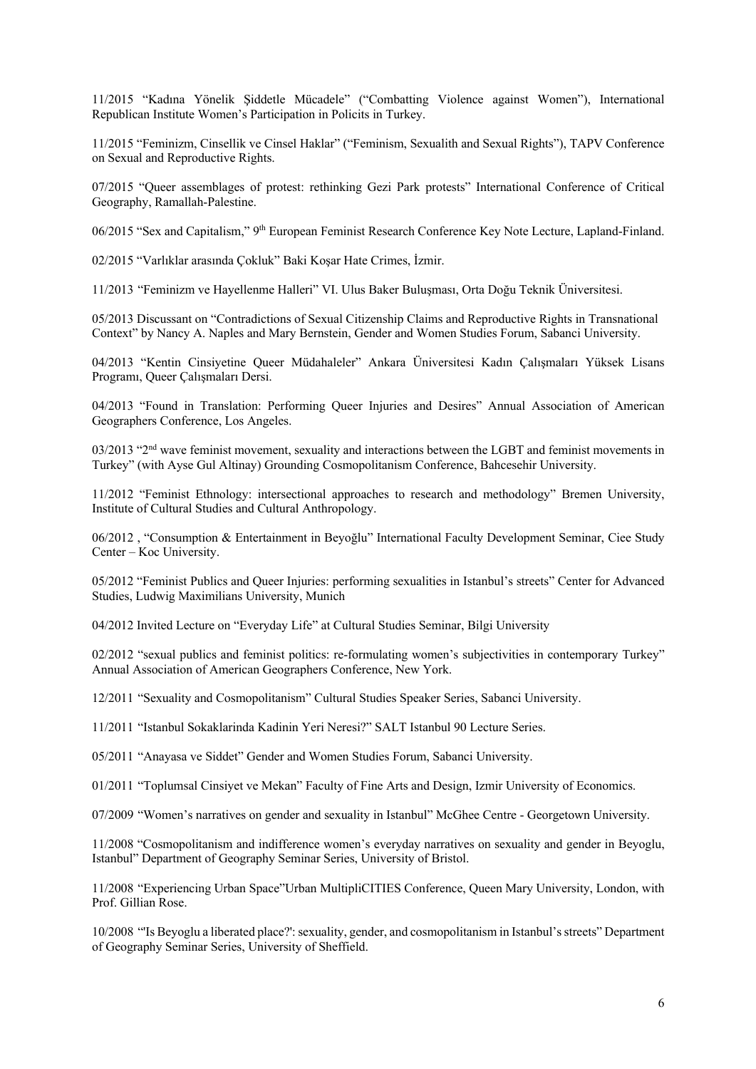11/2015 "Kadına Yönelik Şiddetle Mücadele" ("Combatting Violence against Women"), International Republican Institute Women's Participation in Policits in Turkey.

11/2015 "Feminizm, Cinsellik ve Cinsel Haklar" ("Feminism, Sexualith and Sexual Rights"), TAPV Conference on Sexual and Reproductive Rights.

07/2015 "Queer assemblages of protest: rethinking Gezi Park protests" International Conference of Critical Geography, Ramallah-Palestine.

06/2015 "Sex and Capitalism," 9th European Feminist Research Conference Key Note Lecture, Lapland-Finland.

02/2015 "Varlıklar arasında Çokluk" Baki Koşar Hate Crimes, İzmir.

11/2013 "Feminizm ve Hayellenme Halleri" VI. Ulus Baker Buluşması, Orta Doğu Teknik Üniversitesi.

05/2013 Discussant on "Contradictions of Sexual Citizenship Claims and Reproductive Rights in Transnational Context" by Nancy A. Naples and Mary Bernstein, Gender and Women Studies Forum, Sabanci University.

04/2013 "Kentin Cinsiyetine Queer Müdahaleler" Ankara Üniversitesi Kadın Çalışmaları Yüksek Lisans Programı, Queer Çalışmaları Dersi.

04/2013 "Found in Translation: Performing Queer Injuries and Desires" Annual Association of American Geographers Conference, Los Angeles.

03/2013 "2nd wave feminist movement, sexuality and interactions between the LGBT and feminist movements in Turkey" (with Ayse Gul Altinay) Grounding Cosmopolitanism Conference, Bahcesehir University.

11/2012 "Feminist Ethnology: intersectional approaches to research and methodology" Bremen University, Institute of Cultural Studies and Cultural Anthropology.

06/2012 , "Consumption & Entertainment in Beyoğlu" International Faculty Development Seminar, Ciee Study Center – Koc University.

05/2012 "Feminist Publics and Queer Injuries: performing sexualities in Istanbul's streets" Center for Advanced Studies, Ludwig Maximilians University, Munich

04/2012 Invited Lecture on "Everyday Life" at Cultural Studies Seminar, Bilgi University

02/2012 "sexual publics and feminist politics: re-formulating women's subjectivities in contemporary Turkey" Annual Association of American Geographers Conference, New York.

12/2011 "Sexuality and Cosmopolitanism" Cultural Studies Speaker Series, Sabanci University.

11/2011 "Istanbul Sokaklarinda Kadinin Yeri Neresi?" SALT Istanbul 90 Lecture Series.

05/2011 "Anayasa ve Siddet" Gender and Women Studies Forum, Sabanci University.

01/2011 "Toplumsal Cinsiyet ve Mekan" Faculty of Fine Arts and Design, Izmir University of Economics.

07/2009 "Women's narratives on gender and sexuality in Istanbul" McGhee Centre - Georgetown University.

11/2008 "Cosmopolitanism and indifference women's everyday narratives on sexuality and gender in Beyoglu, Istanbul" Department of Geography Seminar Series, University of Bristol.

11/2008 "Experiencing Urban Space"Urban MultipliCITIES Conference, Queen Mary University, London, with Prof. Gillian Rose.

10/2008 "'Is Beyoglu a liberated place?': sexuality, gender, and cosmopolitanism in Istanbul's streets" Department of Geography Seminar Series, University of Sheffield.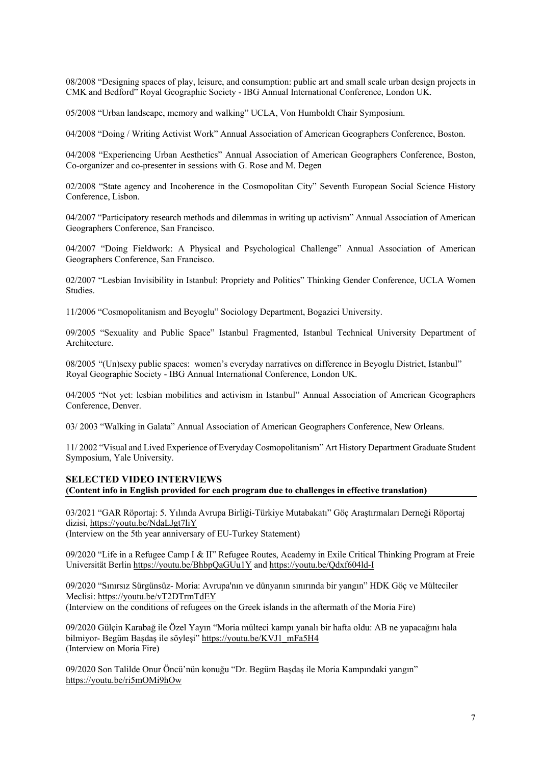08/2008 "Designing spaces of play, leisure, and consumption: public art and small scale urban design projects in CMK and Bedford" Royal Geographic Society - IBG Annual International Conference, London UK.

05/2008 "Urban landscape, memory and walking" UCLA, Von Humboldt Chair Symposium.

04/2008 "Doing / Writing Activist Work" Annual Association of American Geographers Conference, Boston.

04/2008 "Experiencing Urban Aesthetics" Annual Association of American Geographers Conference, Boston, Co-organizer and co-presenter in sessions with G. Rose and M. Degen

02/2008 "State agency and Incoherence in the Cosmopolitan City" Seventh European Social Science History Conference, Lisbon.

04/2007 "Participatory research methods and dilemmas in writing up activism" Annual Association of American Geographers Conference, San Francisco.

04/2007 "Doing Fieldwork: A Physical and Psychological Challenge" Annual Association of American Geographers Conference, San Francisco.

02/2007 "Lesbian Invisibility in Istanbul: Propriety and Politics" Thinking Gender Conference, UCLA Women Studies.

11/2006 "Cosmopolitanism and Beyoglu" Sociology Department, Bogazici University.

09/2005 "Sexuality and Public Space" Istanbul Fragmented, Istanbul Technical University Department of Architecture.

08/2005 "(Un)sexy public spaces: women's everyday narratives on difference in Beyoglu District, Istanbul" Royal Geographic Society - IBG Annual International Conference, London UK.

04/2005 "Not yet: lesbian mobilities and activism in Istanbul" Annual Association of American Geographers Conference, Denver.

03/ 2003 "Walking in Galata" Annual Association of American Geographers Conference, New Orleans.

11/ 2002 "Visual and Lived Experience of Everyday Cosmopolitanism" Art History Department Graduate Student Symposium, Yale University.

## SELECTED VIDEO INTERVIEWS

**(Content info in English provided for each program due to challenges in effective translation)**

03/2021 "GAR Röportaj: 5. Yılında Avrupa Birliği-Türkiye Mutabakatı" Göç Araştırmaları Derneği Röportaj dizisi, https://youtu.be/NdaLJgt7liY
(Interview on the 5th year anniversary of EU-Turkey Statement)

09/2020 "Life in a Refugee Camp I & II" Refugee Routes, Academy in Exile Critical Thinking Program at Freie Universität Berlin https://youtu.be/BhbpQaGUu1Y and https://youtu.be/Qdxf604ld-I

09/2020 "Sınırsız Sürgünsüz- Moria: Avrupa'nın ve dünyanın sınırında bir yangın" HDK Göç ve Mülteciler Meclisi: https://youtu.be/vT2DTrmTdEY
(Interview on the conditions of refugees on the Greek islands in the aftermath of the Moria Fire)

09/2020 Gülçin Karabağ ile Özel Yayın "Moria mülteci kampı yanalı bir hafta oldu: AB ne yapacağını hala bilmiyor- Begüm Başdaş ile söyleşi" https://youtu.be/KVJ1_mFa5H4
(Interview on Moria Fire)

09/2020 Son Talilde Onur Öncü'nün konuğu "Dr. Begüm Başdaş ile Moria Kampındaki yangın" https://youtu.be/ri5mOMi9hOw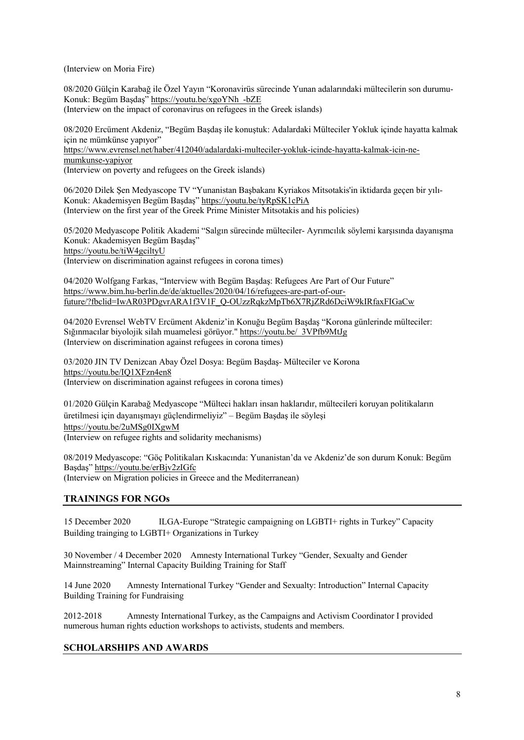(Interview on Moria Fire)

08/2020 Gülçin Karabağ ile Özel Yayın "Koronavirüs sürecinde Yunan adalarındaki mültecilerin son durumu- Konuk: Begüm Başdaş" https://youtu.be/xgoYNh_-bZE
(Interview on the impact of coronavirus on refugees in the Greek islands)

08/2020 Ercüment Akdeniz, "Begüm Başdaş ile konuştuk: Adalardaki Mülteciler Yokluk içinde hayatta kalmak için ne mümkünse yapıyor"
https://www.evrensel.net/haber/412040/adalardaki-multeciler-yokluk-icinde-hayatta-kalmak-icin-ne-mumkunse-yapiyor
(Interview on poverty and refugees on the Greek islands)

06/2020 Dilek Şen Medyascope TV "Yunanistan Başbakanı Kyriakos Mitsotakis'in iktidarda geçen bir yılı- Konuk: Akademisyen Begüm Başdaş" https://youtu.be/tyRpSK1cPiA
(Interview on the first year of the Greek Prime Minister Mitsotakis and his policies)

05/2020 Medyascope Politik Akademi "Salgın sürecinde mülteciler- Ayrımcılık söylemi karşısında dayanışma Konuk: Akademisyen Begüm Başdaş"
https://youtu.be/tiW4gciltyU
(Interview on discrimination against refugees in corona times)

04/2020 Wolfgang Farkas, "Interview with Begüm Başdaş: Refugees Are Part of Our Future"
https://www.bim.hu-berlin.de/de/aktuelles/2020/04/16/refugees-are-part-of-our-future/?fbclid=IwAR03PDgvrARA1f3V1F_Q-OUzzRqkzMpTb6X7RjZRd6DciW9kIRfaxFIGaCw

04/2020 Evrensel WebTV Ercüment Akdeniz'in Konuğu Begüm Başdaş "Korona günlerinde mülteciler: Sığınmacılar biyolojik silah muamelesi görüyor." https://youtu.be/_3VPfb9MtJg
(Interview on discrimination against refugees in corona times)

03/2020 JIN TV Denizcan Abay Özel Dosya: Begüm Başdaş- Mülteciler ve Korona
https://youtu.be/IQ1XFzn4en8
(Interview on discrimination against refugees in corona times)

01/2020 Gülçin Karabağ Medyascope "Mülteci hakları insan haklarıdır, mültecileri koruyan politikaların üretilmesi için dayanışmayı güçlendirmeliyiz" – Begüm Başdaş ile söyleşi
https://youtu.be/2uMSg0IXgwM
(Interview on refugee rights and solidarity mechanisms)

08/2019 Medyascope: "Göç Politikaları Kıskacında: Yunanistan'da ve Akdeniz'de son durum Konuk: Begüm Başdaş" https://youtu.be/erBjv2zIGfc
(Interview on Migration policies in Greece and the Mediterranean)

## TRAININGS FOR NGOs

15 December 2020 ILGA-Europe "Strategic campaigning on LGBTI+ rights in Turkey" Capacity Building trainging to LGBTI+ Organizations in Turkey

30 November / 4 December 2020 Amnesty International Turkey "Gender, Sexualty and Gender Mainnstreaming" Internal Capacity Building Training for Staff

14 June 2020 Amnesty International Turkey "Gender and Sexualty: Introduction" Internal Capacity Building Training for Fundraising

2012-2018 Amnesty International Turkey, as the Campaigns and Activism Coordinator I provided numerous human rights eduction workshops to activists, students and members.

## SCHOLARSHIPS AND AWARDS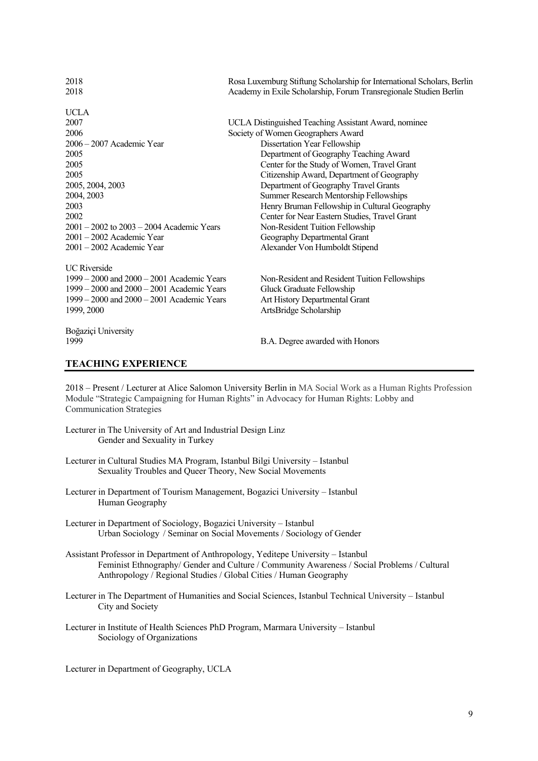| | |
|---|---|
| 2018 | Rosa Luxemburg Stiftung Scholarship for International Scholars, Berlin |
| 2018 | Academy in Exile Scholarship, Forum Transregionale Studien Berlin |
| **UCLA** | |
| 2007 | UCLA Distinguished Teaching Assistant Award, nominee |
| 2006 | Society of Women Geographers Award |
| 2006 – 2007 Academic Year | Dissertation Year Fellowship |
| 2005 | Department of Geography Teaching Award |
| 2005 | Center for the Study of Women, Travel Grant |
| 2005 | Citizenship Award, Department of Geography |
| 2005, 2004, 2003 | Department of Geography Travel Grants |
| 2004, 2003 | Summer Research Mentorship Fellowships |
| 2003 | Henry Bruman Fellowship in Cultural Geography |
| 2002 | Center for Near Eastern Studies, Travel Grant |
| 2001 – 2002 to 2003 – 2004 Academic Years | Non-Resident Tuition Fellowship |
| 2001 – 2002 Academic Year | Geography Departmental Grant |
| 2001 – 2002 Academic Year | Alexander Von Humboldt Stipend |
| **UC Riverside** | |
| 1999 – 2000 and 2000 – 2001 Academic Years | Non-Resident and Resident Tuition Fellowships |
| 1999 – 2000 and 2000 – 2001 Academic Years | Gluck Graduate Fellowship |
| 1999 – 2000 and 2000 – 2001 Academic Years | Art History Departmental Grant |
| 1999, 2000 | ArtsBridge Scholarship |
| **Boğaziçi University** | |
| 1999 | B.A. Degree awarded with Honors |

## TEACHING EXPERIENCE

2018 – Present / Lecturer at Alice Salomon University Berlin in MA Social Work as a Human Rights Profession Module "Strategic Campaigning for Human Rights" in Advocacy for Human Rights: Lobby and Communication Strategies

Lecturer in The University of Art and Industrial Design Linz
Gender and Sexuality in Turkey

Lecturer in Cultural Studies MA Program, Istanbul Bilgi University – Istanbul
Sexuality Troubles and Queer Theory, New Social Movements

Lecturer in Department of Tourism Management, Bogazici University – Istanbul
Human Geography

Lecturer in Department of Sociology, Bogazici University – Istanbul
Urban Sociology / Seminar on Social Movements / Sociology of Gender

Assistant Professor in Department of Anthropology, Yeditepe University – Istanbul
Feminist Ethnography/ Gender and Culture / Community Awareness / Social Problems / Cultural Anthropology / Regional Studies / Global Cities / Human Geography

Lecturer in The Department of Humanities and Social Sciences, Istanbul Technical University – Istanbul
City and Society

Lecturer in Institute of Health Sciences PhD Program, Marmara University – Istanbul
Sociology of Organizations

Lecturer in Department of Geography, UCLA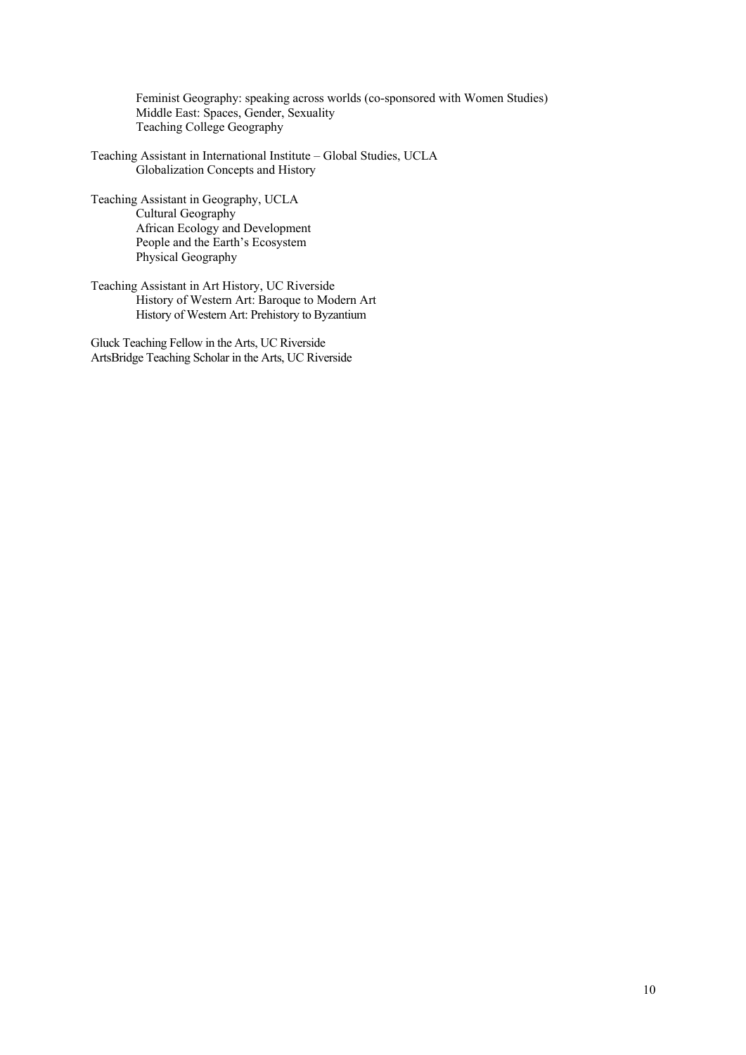Feminist Geography: speaking across worlds (co-sponsored with Women Studies)
Middle East: Spaces, Gender, Sexuality
Teaching College Geography

Teaching Assistant in International Institute – Global Studies, UCLA
Globalization Concepts and History

Teaching Assistant in Geography, UCLA
Cultural Geography
African Ecology and Development
People and the Earth's Ecosystem
Physical Geography

Teaching Assistant in Art History, UC Riverside
History of Western Art: Baroque to Modern Art
History of Western Art: Prehistory to Byzantium

Gluck Teaching Fellow in the Arts, UC Riverside
ArtsBridge Teaching Scholar in the Arts, UC Riverside